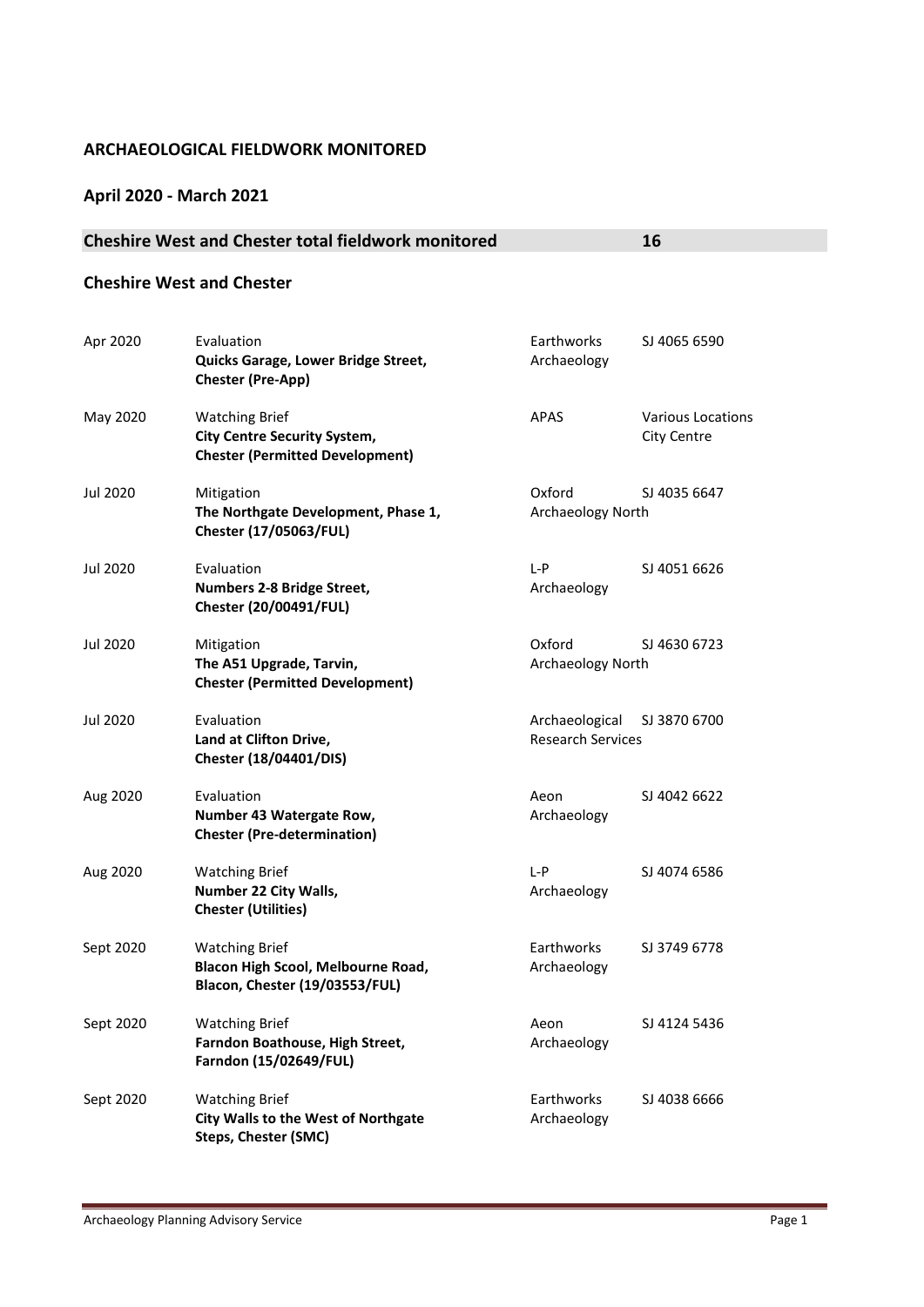## ARCHAEOLOGICAL FIELDWORK MONITORED

### April 2020 - March 2021

| **Cheshire West and Chester total fieldwork monitored** | **16** |
|---|---|

### Cheshire West and Chester

| Date | Fieldwork | Contractor | Grid Reference |
|---|---|---|---|
| Apr 2020 | Evaluation<br>**Quicks Garage, Lower Bridge Street, Chester (Pre-App)** | Earthworks Archaeology | SJ 4065 6590 |
| May 2020 | Watching Brief<br>**City Centre Security System, Chester (Permitted Development)** | APAS | Various Locations City Centre |
| Jul 2020 | Mitigation<br>**The Northgate Development, Phase 1, Chester (17/05063/FUL)** | Oxford Archaeology North | SJ 4035 6647 |
| Jul 2020 | Evaluation<br>**Numbers 2-8 Bridge Street, Chester (20/00491/FUL)** | L-P Archaeology | SJ 4051 6626 |
| Jul 2020 | Mitigation<br>**The A51 Upgrade, Tarvin, Chester (Permitted Development)** | Oxford Archaeology North | SJ 4630 6723 |
| Jul 2020 | Evaluation<br>**Land at Clifton Drive, Chester (18/04401/DIS)** | Archaeological Research Services | SJ 3870 6700 |
| Aug 2020 | Evaluation<br>**Number 43 Watergate Row, Chester (Pre-determination)** | Aeon Archaeology | SJ 4042 6622 |
| Aug 2020 | Watching Brief<br>**Number 22 City Walls, Chester (Utilities)** | L-P Archaeology | SJ 4074 6586 |
| Sept 2020 | Watching Brief<br>**Blacon High Scool, Melbourne Road, Blacon, Chester (19/03553/FUL)** | Earthworks Archaeology | SJ 3749 6778 |
| Sept 2020 | Watching Brief<br>**Farndon Boathouse, High Street, Farndon (15/02649/FUL)** | Aeon Archaeology | SJ 4124 5436 |
| Sept 2020 | Watching Brief<br>**City Walls to the West of Northgate Steps, Chester (SMC)** | Earthworks Archaeology | SJ 4038 6666 |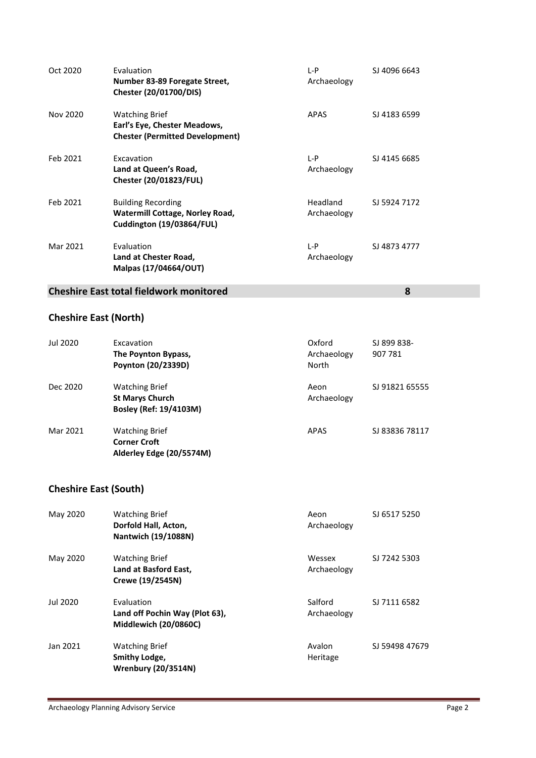| | | | |
|---|---|---|---|
| Oct 2020 | Evaluation<br>**Number 83-89 Foregate Street, Chester (20/01700/DIS)** | L-P Archaeology | SJ 4096 6643 |
| Nov 2020 | Watching Brief<br>**Earl's Eye, Chester Meadows, Chester (Permitted Development)** | APAS | SJ 4183 6599 |
| Feb 2021 | Excavation<br>**Land at Queen's Road, Chester (20/01823/FUL)** | L-P Archaeology | SJ 4145 6685 |
| Feb 2021 | Building Recording<br>**Watermill Cottage, Norley Road, Cuddington (19/03864/FUL)** | Headland Archaeology | SJ 5924 7172 |
| Mar 2021 | Evaluation<br>**Land at Chester Road, Malpas (17/04664/OUT)** | L-P Archaeology | SJ 4873 4777 |

## Cheshire East total fieldwork monitored — 8

## Cheshire East (North)

| | | | |
|---|---|---|---|
| Jul 2020 | Excavation<br>**The Poynton Bypass, Poynton (20/2339D)** | Oxford Archaeology North | SJ 899 838-907 781 |
| Dec 2020 | Watching Brief<br>**St Marys Church Bosley (Ref: 19/4103M)** | Aeon Archaeology | SJ 91821 65555 |
| Mar 2021 | Watching Brief<br>**Corner Croft Alderley Edge (20/5574M)** | APAS | SJ 83836 78117 |

## Cheshire East (South)

| | | | |
|---|---|---|---|
| May 2020 | Watching Brief<br>**Dorfold Hall, Acton, Nantwich (19/1088N)** | Aeon Archaeology | SJ 6517 5250 |
| May 2020 | Watching Brief<br>**Land at Basford East, Crewe (19/2545N)** | Wessex Archaeology | SJ 7242 5303 |
| Jul 2020 | Evaluation<br>**Land off Pochin Way (Plot 63), Middlewich (20/0860C)** | Salford Archaeology | SJ 7111 6582 |
| Jan 2021 | Watching Brief<br>**Smithy Lodge, Wrenbury (20/3514N)** | Avalon Heritage | SJ 59498 47679 |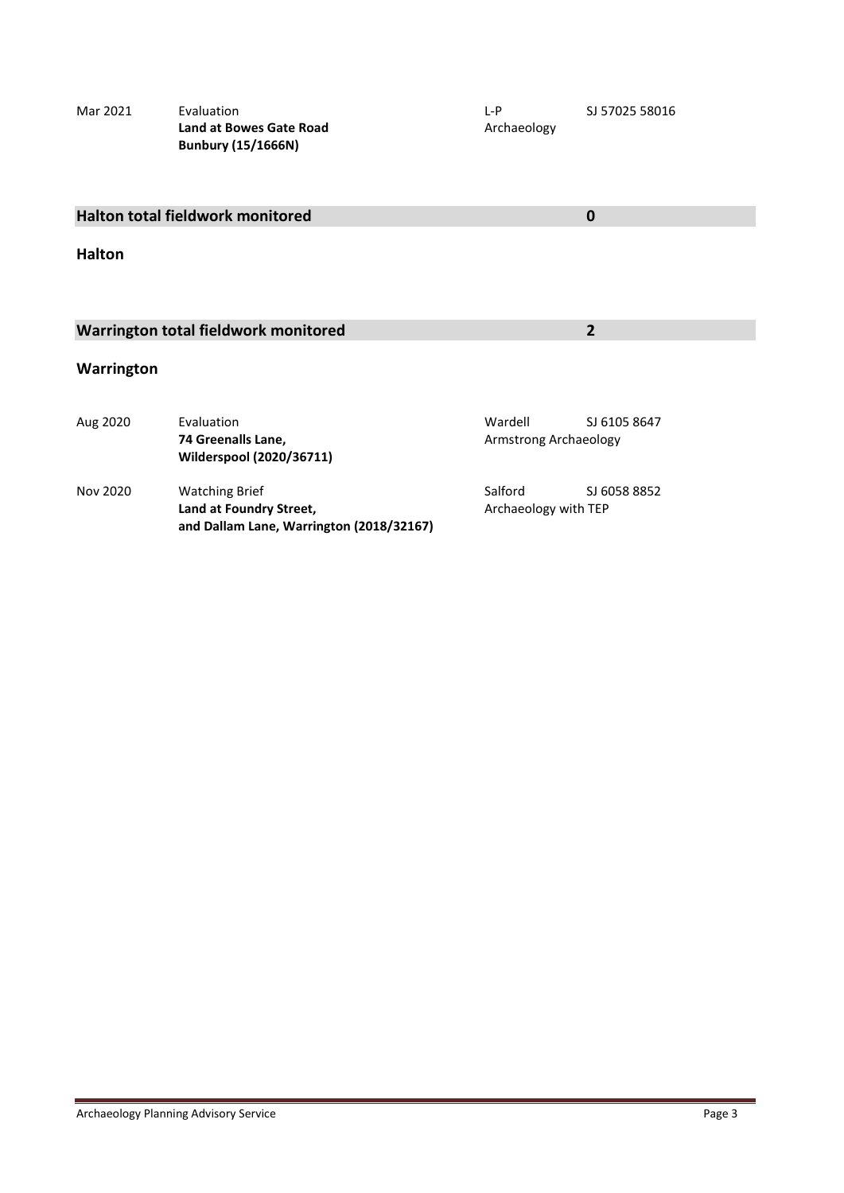| | | | |
|---|---|---|---|
| Mar 2021 | Evaluation<br>**Land at Bowes Gate Road Bunbury (15/1666N)** | L-P Archaeology | SJ 57025 58016 |

| Halton total fieldwork monitored | 0 |
|---|---|

## Halton

| Warrington total fieldwork monitored | 2 |
|---|---|

## Warrington

| | | | |
|---|---|---|---|
| Aug 2020 | Evaluation<br>**74 Greenalls Lane, Wilderspool (2020/36711)** | Wardell Armstrong Archaeology | SJ 6105 8647 |
| Nov 2020 | Watching Brief<br>**Land at Foundry Street, and Dallam Lane, Warrington (2018/32167)** | Salford Archaeology with TEP | SJ 6058 8852 |